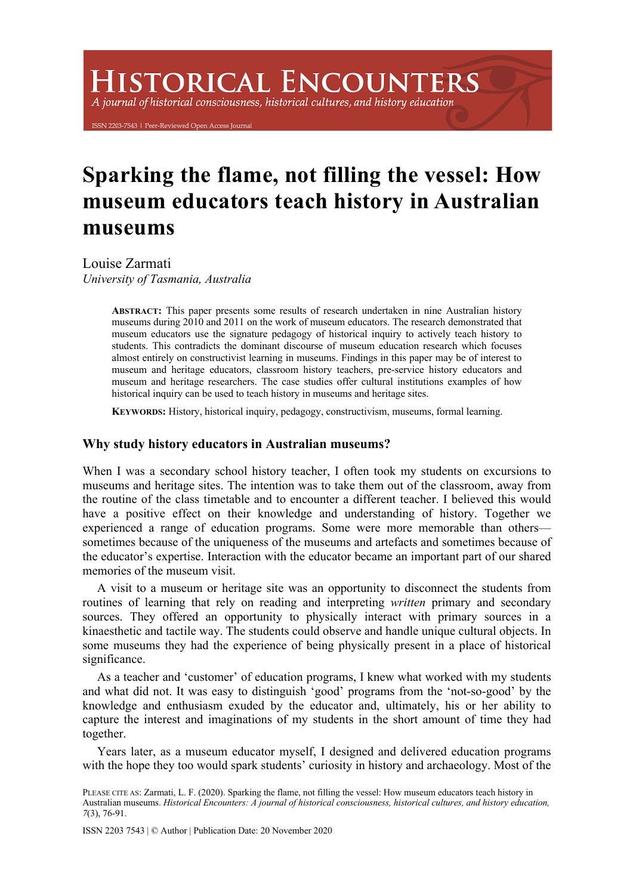# Sparking the flame, not filling the vessel: How museum educators teach history in Australian museums

Louise Zarmati
*University of Tasmania, Australia*

**ABSTRACT:** This paper presents some results of research undertaken in nine Australian history museums during 2010 and 2011 on the work of museum educators. The research demonstrated that museum educators use the signature pedagogy of historical inquiry to actively teach history to students. This contradicts the dominant discourse of museum education research which focuses almost entirely on constructivist learning in museums. Findings in this paper may be of interest to museum and heritage educators, classroom history teachers, pre-service history educators and museum and heritage researchers. The case studies offer cultural institutions examples of how historical inquiry can be used to teach history in museums and heritage sites.

**KEYWORDS:** History, historical inquiry, pedagogy, constructivism, museums, formal learning.

## Why study history educators in Australian museums?

When I was a secondary school history teacher, I often took my students on excursions to museums and heritage sites. The intention was to take them out of the classroom, away from the routine of the class timetable and to encounter a different teacher. I believed this would have a positive effect on their knowledge and understanding of history. Together we experienced a range of education programs. Some were more memorable than others—sometimes because of the uniqueness of the museums and artefacts and sometimes because of the educator's expertise. Interaction with the educator became an important part of our shared memories of the museum visit.

A visit to a museum or heritage site was an opportunity to disconnect the students from routines of learning that rely on reading and interpreting *written* primary and secondary sources. They offered an opportunity to physically interact with primary sources in a kinaesthetic and tactile way. The students could observe and handle unique cultural objects. In some museums they had the experience of being physically present in a place of historical significance.

As a teacher and 'customer' of education programs, I knew what worked with my students and what did not. It was easy to distinguish 'good' programs from the 'not-so-good' by the knowledge and enthusiasm exuded by the educator and, ultimately, his or her ability to capture the interest and imaginations of my students in the short amount of time they had together.

Years later, as a museum educator myself, I designed and delivered education programs with the hope they too would spark students' curiosity in history and archaeology. Most of the

PLEASE CITE AS: Zarmati, L. F. (2020). Sparking the flame, not filling the vessel: How museum educators teach history in Australian museums. *Historical Encounters: A journal of historical consciousness, historical cultures, and history education, 7*(3), 76-91.

ISSN 2203 7543 | © Author | Publication Date: 20 November 2020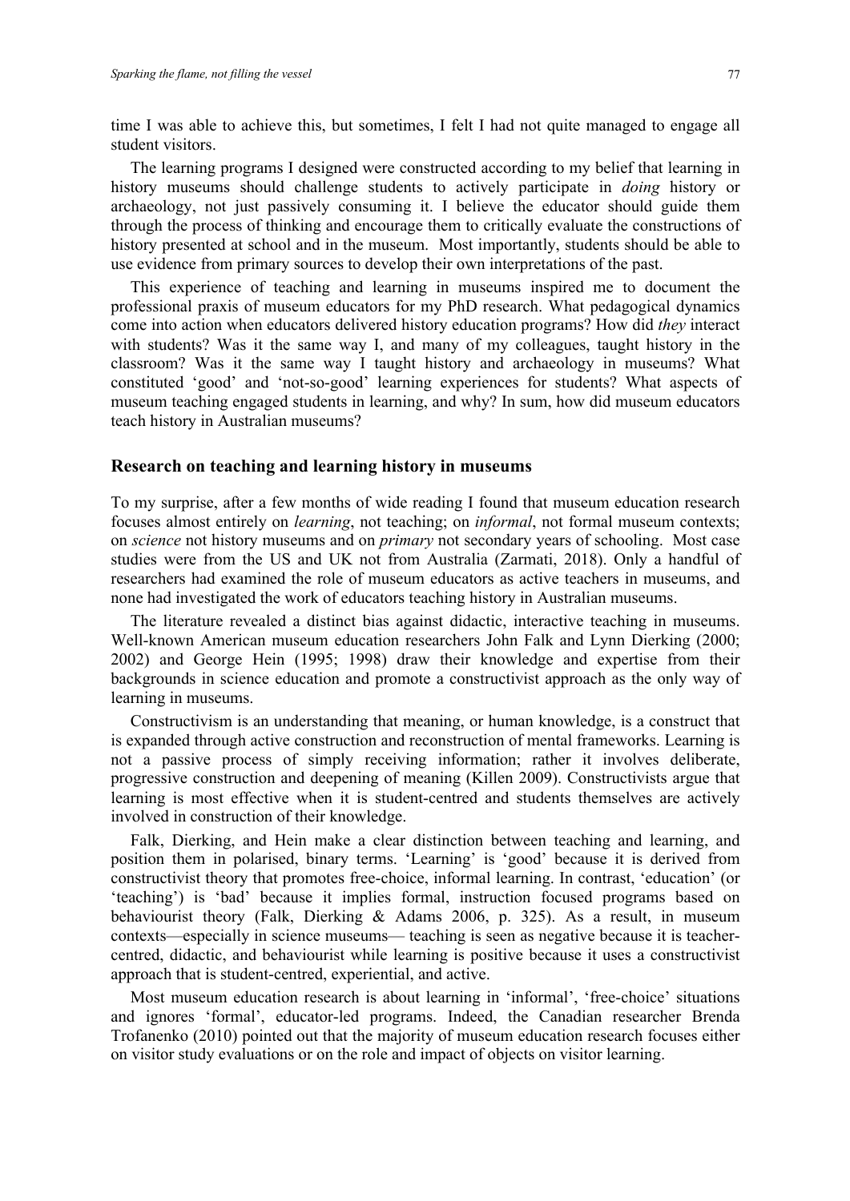time I was able to achieve this, but sometimes, I felt I had not quite managed to engage all student visitors.

The learning programs I designed were constructed according to my belief that learning in history museums should challenge students to actively participate in *doing* history or archaeology, not just passively consuming it. I believe the educator should guide them through the process of thinking and encourage them to critically evaluate the constructions of history presented at school and in the museum. Most importantly, students should be able to use evidence from primary sources to develop their own interpretations of the past.

This experience of teaching and learning in museums inspired me to document the professional praxis of museum educators for my PhD research. What pedagogical dynamics come into action when educators delivered history education programs? How did *they* interact with students? Was it the same way I, and many of my colleagues, taught history in the classroom? Was it the same way I taught history and archaeology in museums? What constituted 'good' and 'not-so-good' learning experiences for students? What aspects of museum teaching engaged students in learning, and why? In sum, how did museum educators teach history in Australian museums?

## Research on teaching and learning history in museums

To my surprise, after a few months of wide reading I found that museum education research focuses almost entirely on *learning*, not teaching; on *informal*, not formal museum contexts; on *science* not history museums and on *primary* not secondary years of schooling. Most case studies were from the US and UK not from Australia (Zarmati, 2018). Only a handful of researchers had examined the role of museum educators as active teachers in museums, and none had investigated the work of educators teaching history in Australian museums.

The literature revealed a distinct bias against didactic, interactive teaching in museums. Well-known American museum education researchers John Falk and Lynn Dierking (2000; 2002) and George Hein (1995; 1998) draw their knowledge and expertise from their backgrounds in science education and promote a constructivist approach as the only way of learning in museums.

Constructivism is an understanding that meaning, or human knowledge, is a construct that is expanded through active construction and reconstruction of mental frameworks. Learning is not a passive process of simply receiving information; rather it involves deliberate, progressive construction and deepening of meaning (Killen 2009). Constructivists argue that learning is most effective when it is student-centred and students themselves are actively involved in construction of their knowledge.

Falk, Dierking, and Hein make a clear distinction between teaching and learning, and position them in polarised, binary terms. 'Learning' is 'good' because it is derived from constructivist theory that promotes free-choice, informal learning. In contrast, 'education' (or 'teaching') is 'bad' because it implies formal, instruction focused programs based on behaviourist theory (Falk, Dierking & Adams 2006, p. 325). As a result, in museum contexts—especially in science museums— teaching is seen as negative because it is teacher-centred, didactic, and behaviourist while learning is positive because it uses a constructivist approach that is student-centred, experiential, and active.

Most museum education research is about learning in 'informal', 'free-choice' situations and ignores 'formal', educator-led programs. Indeed, the Canadian researcher Brenda Trofanenko (2010) pointed out that the majority of museum education research focuses either on visitor study evaluations or on the role and impact of objects on visitor learning.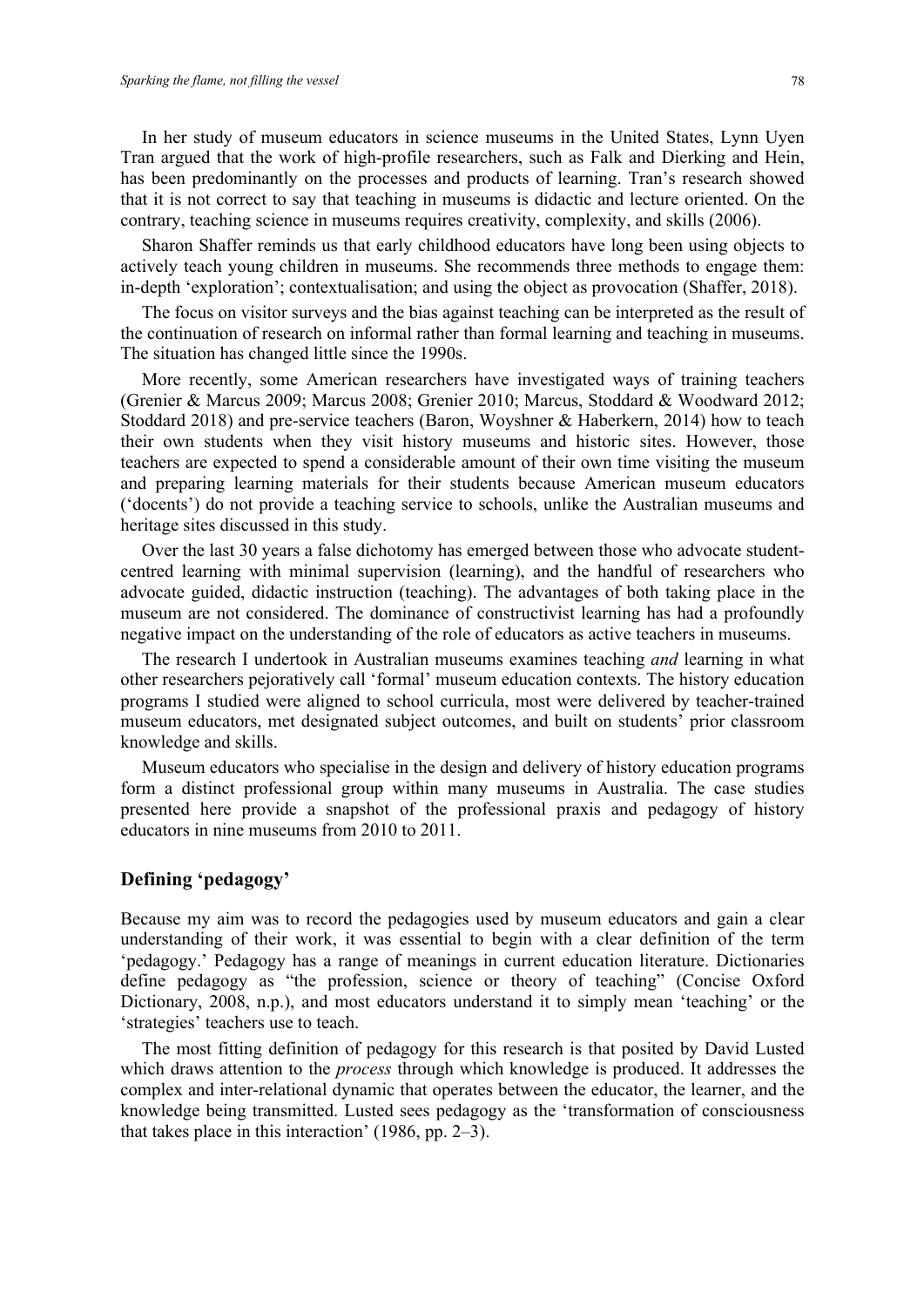In her study of museum educators in science museums in the United States, Lynn Uyen Tran argued that the work of high-profile researchers, such as Falk and Dierking and Hein, has been predominantly on the processes and products of learning. Tran's research showed that it is not correct to say that teaching in museums is didactic and lecture oriented. On the contrary, teaching science in museums requires creativity, complexity, and skills (2006).

Sharon Shaffer reminds us that early childhood educators have long been using objects to actively teach young children in museums. She recommends three methods to engage them: in-depth 'exploration'; contextualisation; and using the object as provocation (Shaffer, 2018).

The focus on visitor surveys and the bias against teaching can be interpreted as the result of the continuation of research on informal rather than formal learning and teaching in museums. The situation has changed little since the 1990s.

More recently, some American researchers have investigated ways of training teachers (Grenier & Marcus 2009; Marcus 2008; Grenier 2010; Marcus, Stoddard & Woodward 2012; Stoddard 2018) and pre-service teachers (Baron, Woyshner & Haberkern, 2014) how to teach their own students when they visit history museums and historic sites. However, those teachers are expected to spend a considerable amount of their own time visiting the museum and preparing learning materials for their students because American museum educators ('docents') do not provide a teaching service to schools, unlike the Australian museums and heritage sites discussed in this study.

Over the last 30 years a false dichotomy has emerged between those who advocate student-centred learning with minimal supervision (learning), and the handful of researchers who advocate guided, didactic instruction (teaching). The advantages of both taking place in the museum are not considered. The dominance of constructivist learning has had a profoundly negative impact on the understanding of the role of educators as active teachers in museums.

The research I undertook in Australian museums examines teaching *and* learning in what other researchers pejoratively call 'formal' museum education contexts. The history education programs I studied were aligned to school curricula, most were delivered by teacher-trained museum educators, met designated subject outcomes, and built on students' prior classroom knowledge and skills.

Museum educators who specialise in the design and delivery of history education programs form a distinct professional group within many museums in Australia. The case studies presented here provide a snapshot of the professional praxis and pedagogy of history educators in nine museums from 2010 to 2011.

## Defining 'pedagogy'

Because my aim was to record the pedagogies used by museum educators and gain a clear understanding of their work, it was essential to begin with a clear definition of the term 'pedagogy.' Pedagogy has a range of meanings in current education literature. Dictionaries define pedagogy as "the profession, science or theory of teaching" (Concise Oxford Dictionary, 2008, n.p.), and most educators understand it to simply mean 'teaching' or the 'strategies' teachers use to teach.

The most fitting definition of pedagogy for this research is that posited by David Lusted which draws attention to the *process* through which knowledge is produced. It addresses the complex and inter-relational dynamic that operates between the educator, the learner, and the knowledge being transmitted. Lusted sees pedagogy as the 'transformation of consciousness that takes place in this interaction' (1986, pp. 2–3).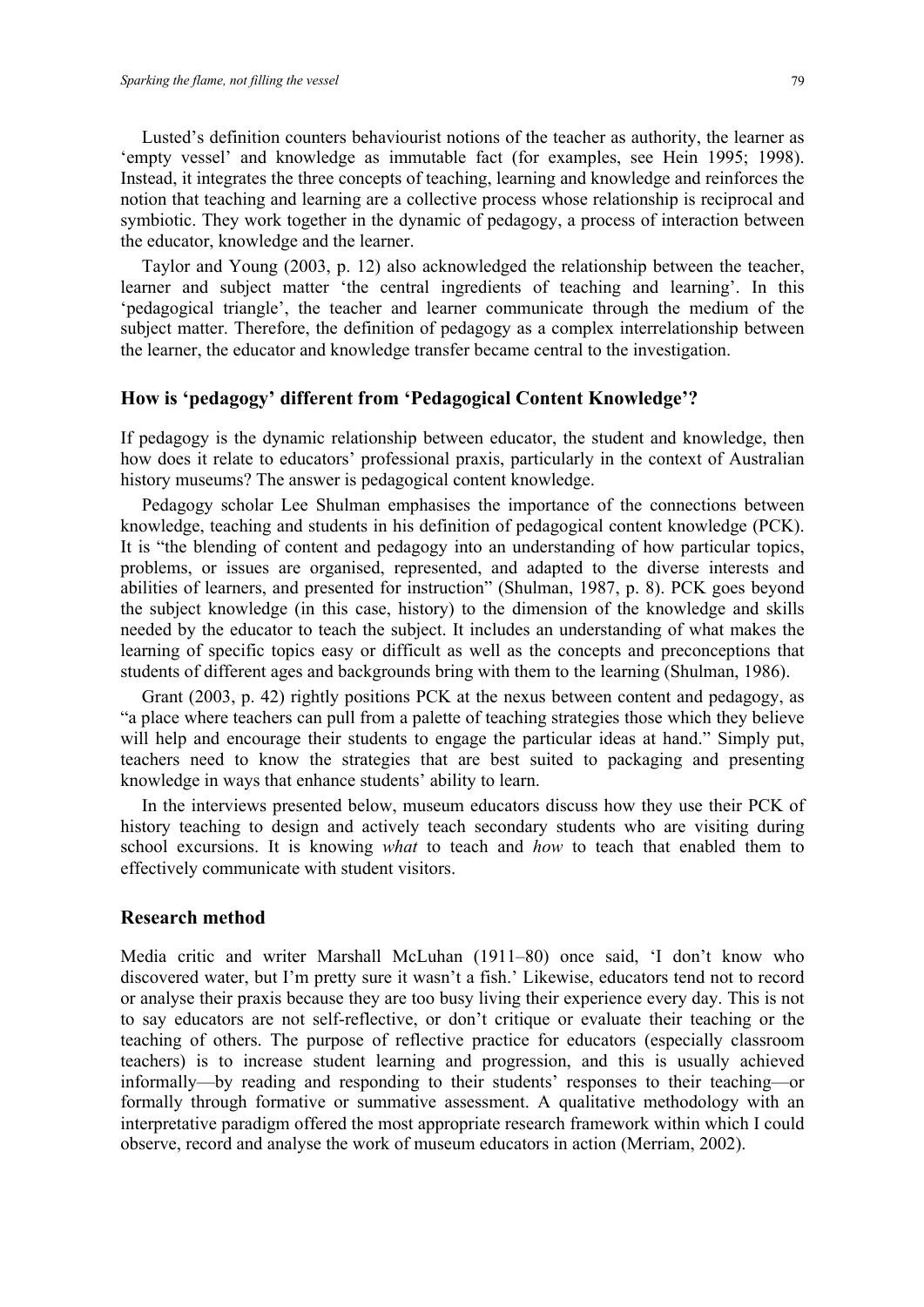Lusted's definition counters behaviourist notions of the teacher as authority, the learner as 'empty vessel' and knowledge as immutable fact (for examples, see Hein 1995; 1998). Instead, it integrates the three concepts of teaching, learning and knowledge and reinforces the notion that teaching and learning are a collective process whose relationship is reciprocal and symbiotic. They work together in the dynamic of pedagogy, a process of interaction between the educator, knowledge and the learner.

Taylor and Young (2003, p. 12) also acknowledged the relationship between the teacher, learner and subject matter 'the central ingredients of teaching and learning'. In this 'pedagogical triangle', the teacher and learner communicate through the medium of the subject matter. Therefore, the definition of pedagogy as a complex interrelationship between the learner, the educator and knowledge transfer became central to the investigation.

## How is 'pedagogy' different from 'Pedagogical Content Knowledge'?

If pedagogy is the dynamic relationship between educator, the student and knowledge, then how does it relate to educators' professional praxis, particularly in the context of Australian history museums? The answer is pedagogical content knowledge.

Pedagogy scholar Lee Shulman emphasises the importance of the connections between knowledge, teaching and students in his definition of pedagogical content knowledge (PCK). It is "the blending of content and pedagogy into an understanding of how particular topics, problems, or issues are organised, represented, and adapted to the diverse interests and abilities of learners, and presented for instruction" (Shulman, 1987, p. 8). PCK goes beyond the subject knowledge (in this case, history) to the dimension of the knowledge and skills needed by the educator to teach the subject. It includes an understanding of what makes the learning of specific topics easy or difficult as well as the concepts and preconceptions that students of different ages and backgrounds bring with them to the learning (Shulman, 1986).

Grant (2003, p. 42) rightly positions PCK at the nexus between content and pedagogy, as "a place where teachers can pull from a palette of teaching strategies those which they believe will help and encourage their students to engage the particular ideas at hand." Simply put, teachers need to know the strategies that are best suited to packaging and presenting knowledge in ways that enhance students' ability to learn.

In the interviews presented below, museum educators discuss how they use their PCK of history teaching to design and actively teach secondary students who are visiting during school excursions. It is knowing *what* to teach and *how* to teach that enabled them to effectively communicate with student visitors.

## Research method

Media critic and writer Marshall McLuhan (1911–80) once said, 'I don't know who discovered water, but I'm pretty sure it wasn't a fish.' Likewise, educators tend not to record or analyse their praxis because they are too busy living their experience every day. This is not to say educators are not self-reflective, or don't critique or evaluate their teaching or the teaching of others. The purpose of reflective practice for educators (especially classroom teachers) is to increase student learning and progression, and this is usually achieved informally—by reading and responding to their students' responses to their teaching—or formally through formative or summative assessment. A qualitative methodology with an interpretative paradigm offered the most appropriate research framework within which I could observe, record and analyse the work of museum educators in action (Merriam, 2002).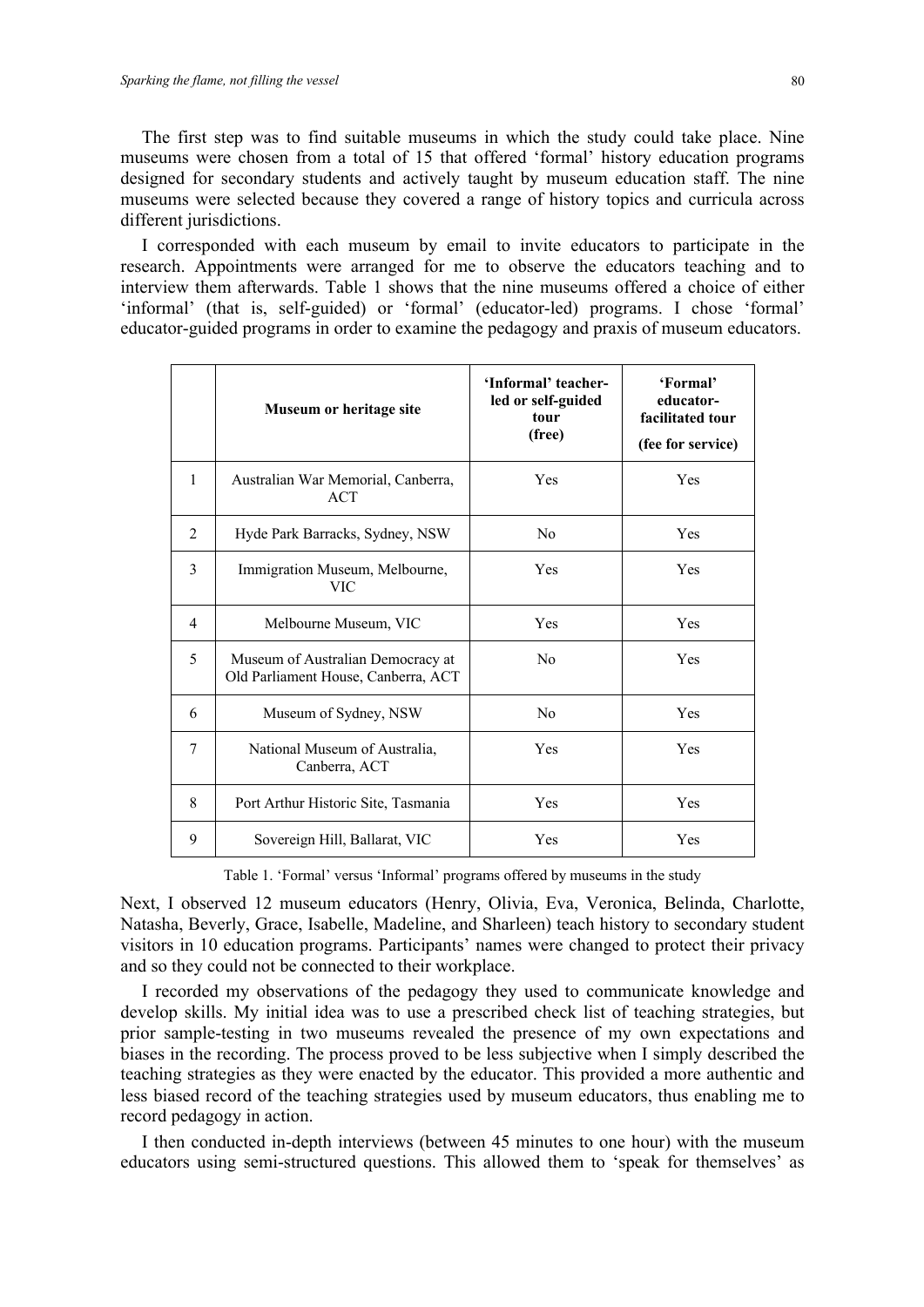The first step was to find suitable museums in which the study could take place. Nine museums were chosen from a total of 15 that offered 'formal' history education programs designed for secondary students and actively taught by museum education staff. The nine museums were selected because they covered a range of history topics and curricula across different jurisdictions.

I corresponded with each museum by email to invite educators to participate in the research. Appointments were arranged for me to observe the educators teaching and to interview them afterwards. Table 1 shows that the nine museums offered a choice of either 'informal' (that is, self-guided) or 'formal' (educator-led) programs. I chose 'formal' educator-guided programs in order to examine the pedagogy and praxis of museum educators.

| | **Museum or heritage site** | **'Informal' teacher-led or self-guided tour (free)** | **'Formal' educator-facilitated tour (fee for service)** |
|---|---|---|---|
| 1 | Australian War Memorial, Canberra, ACT | Yes | Yes |
| 2 | Hyde Park Barracks, Sydney, NSW | No | Yes |
| 3 | Immigration Museum, Melbourne, VIC | Yes | Yes |
| 4 | Melbourne Museum, VIC | Yes | Yes |
| 5 | Museum of Australian Democracy at Old Parliament House, Canberra, ACT | No | Yes |
| 6 | Museum of Sydney, NSW | No | Yes |
| 7 | National Museum of Australia, Canberra, ACT | Yes | Yes |
| 8 | Port Arthur Historic Site, Tasmania | Yes | Yes |
| 9 | Sovereign Hill, Ballarat, VIC | Yes | Yes |

Table 1. 'Formal' versus 'Informal' programs offered by museums in the study

Next, I observed 12 museum educators (Henry, Olivia, Eva, Veronica, Belinda, Charlotte, Natasha, Beverly, Grace, Isabelle, Madeline, and Sharleen) teach history to secondary student visitors in 10 education programs. Participants' names were changed to protect their privacy and so they could not be connected to their workplace.

I recorded my observations of the pedagogy they used to communicate knowledge and develop skills. My initial idea was to use a prescribed check list of teaching strategies, but prior sample-testing in two museums revealed the presence of my own expectations and biases in the recording. The process proved to be less subjective when I simply described the teaching strategies as they were enacted by the educator. This provided a more authentic and less biased record of the teaching strategies used by museum educators, thus enabling me to record pedagogy in action.

I then conducted in-depth interviews (between 45 minutes to one hour) with the museum educators using semi-structured questions. This allowed them to 'speak for themselves' as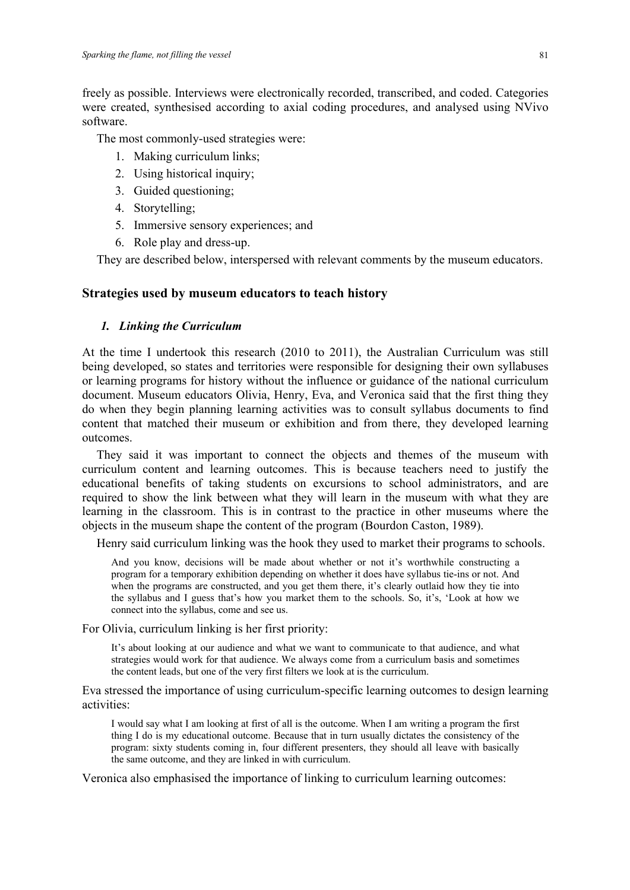freely as possible. Interviews were electronically recorded, transcribed, and coded. Categories were created, synthesised according to axial coding procedures, and analysed using NVivo software.

The most commonly-used strategies were:

1. Making curriculum links;
2. Using historical inquiry;
3. Guided questioning;
4. Storytelling;
5. Immersive sensory experiences; and
6. Role play and dress-up.

They are described below, interspersed with relevant comments by the museum educators.

## Strategies used by museum educators to teach history

### *1. Linking the Curriculum*

At the time I undertook this research (2010 to 2011), the Australian Curriculum was still being developed, so states and territories were responsible for designing their own syllabuses or learning programs for history without the influence or guidance of the national curriculum document. Museum educators Olivia, Henry, Eva, and Veronica said that the first thing they do when they begin planning learning activities was to consult syllabus documents to find content that matched their museum or exhibition and from there, they developed learning outcomes.

They said it was important to connect the objects and themes of the museum with curriculum content and learning outcomes. This is because teachers need to justify the educational benefits of taking students on excursions to school administrators, and are required to show the link between what they will learn in the museum with what they are learning in the classroom. This is in contrast to the practice in other museums where the objects in the museum shape the content of the program (Bourdon Caston, 1989).

Henry said curriculum linking was the hook they used to market their programs to schools.

> And you know, decisions will be made about whether or not it's worthwhile constructing a program for a temporary exhibition depending on whether it does have syllabus tie-ins or not. And when the programs are constructed, and you get them there, it's clearly outlaid how they tie into the syllabus and I guess that's how you market them to the schools. So, it's, 'Look at how we connect into the syllabus, come and see us.

For Olivia, curriculum linking is her first priority:

> It's about looking at our audience and what we want to communicate to that audience, and what strategies would work for that audience. We always come from a curriculum basis and sometimes the content leads, but one of the very first filters we look at is the curriculum.

Eva stressed the importance of using curriculum-specific learning outcomes to design learning activities:

> I would say what I am looking at first of all is the outcome. When I am writing a program the first thing I do is my educational outcome. Because that in turn usually dictates the consistency of the program: sixty students coming in, four different presenters, they should all leave with basically the same outcome, and they are linked in with curriculum.

Veronica also emphasised the importance of linking to curriculum learning outcomes: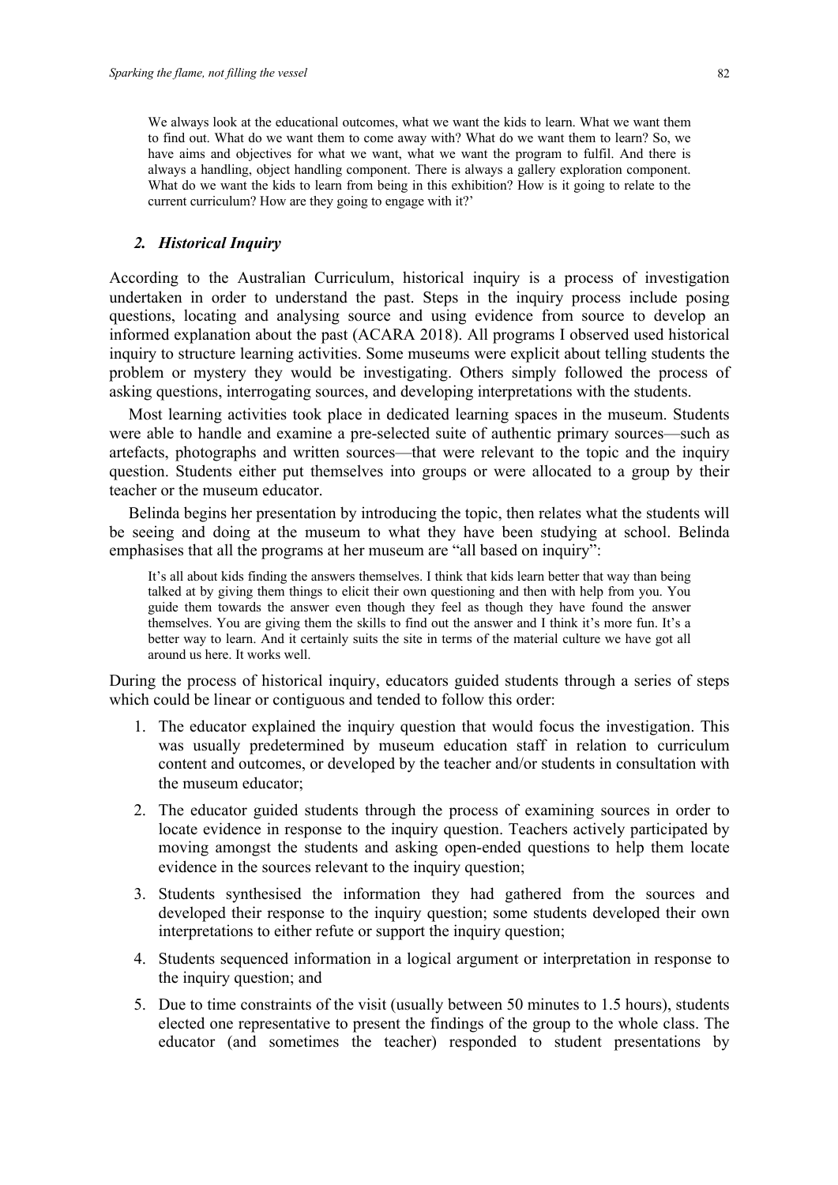> We always look at the educational outcomes, what we want the kids to learn. What we want them to find out. What do we want them to come away with? What do we want them to learn? So, we have aims and objectives for what we want, what we want the program to fulfil. And there is always a handling, object handling component. There is always a gallery exploration component. What do we want the kids to learn from being in this exhibition? How is it going to relate to the current curriculum? How are they going to engage with it?'

### *2. Historical Inquiry*

According to the Australian Curriculum, historical inquiry is a process of investigation undertaken in order to understand the past. Steps in the inquiry process include posing questions, locating and analysing source and using evidence from source to develop an informed explanation about the past (ACARA 2018). All programs I observed used historical inquiry to structure learning activities. Some museums were explicit about telling students the problem or mystery they would be investigating. Others simply followed the process of asking questions, interrogating sources, and developing interpretations with the students.

Most learning activities took place in dedicated learning spaces in the museum. Students were able to handle and examine a pre-selected suite of authentic primary sources—such as artefacts, photographs and written sources—that were relevant to the topic and the inquiry question. Students either put themselves into groups or were allocated to a group by their teacher or the museum educator.

Belinda begins her presentation by introducing the topic, then relates what the students will be seeing and doing at the museum to what they have been studying at school. Belinda emphasises that all the programs at her museum are "all based on inquiry":

> It's all about kids finding the answers themselves. I think that kids learn better that way than being talked at by giving them things to elicit their own questioning and then with help from you. You guide them towards the answer even though they feel as though they have found the answer themselves. You are giving them the skills to find out the answer and I think it's more fun. It's a better way to learn. And it certainly suits the site in terms of the material culture we have got all around us here. It works well.

During the process of historical inquiry, educators guided students through a series of steps which could be linear or contiguous and tended to follow this order:

1. The educator explained the inquiry question that would focus the investigation. This was usually predetermined by museum education staff in relation to curriculum content and outcomes, or developed by the teacher and/or students in consultation with the museum educator;
2. The educator guided students through the process of examining sources in order to locate evidence in response to the inquiry question. Teachers actively participated by moving amongst the students and asking open-ended questions to help them locate evidence in the sources relevant to the inquiry question;
3. Students synthesised the information they had gathered from the sources and developed their response to the inquiry question; some students developed their own interpretations to either refute or support the inquiry question;
4. Students sequenced information in a logical argument or interpretation in response to the inquiry question; and
5. Due to time constraints of the visit (usually between 50 minutes to 1.5 hours), students elected one representative to present the findings of the group to the whole class. The educator (and sometimes the teacher) responded to student presentations by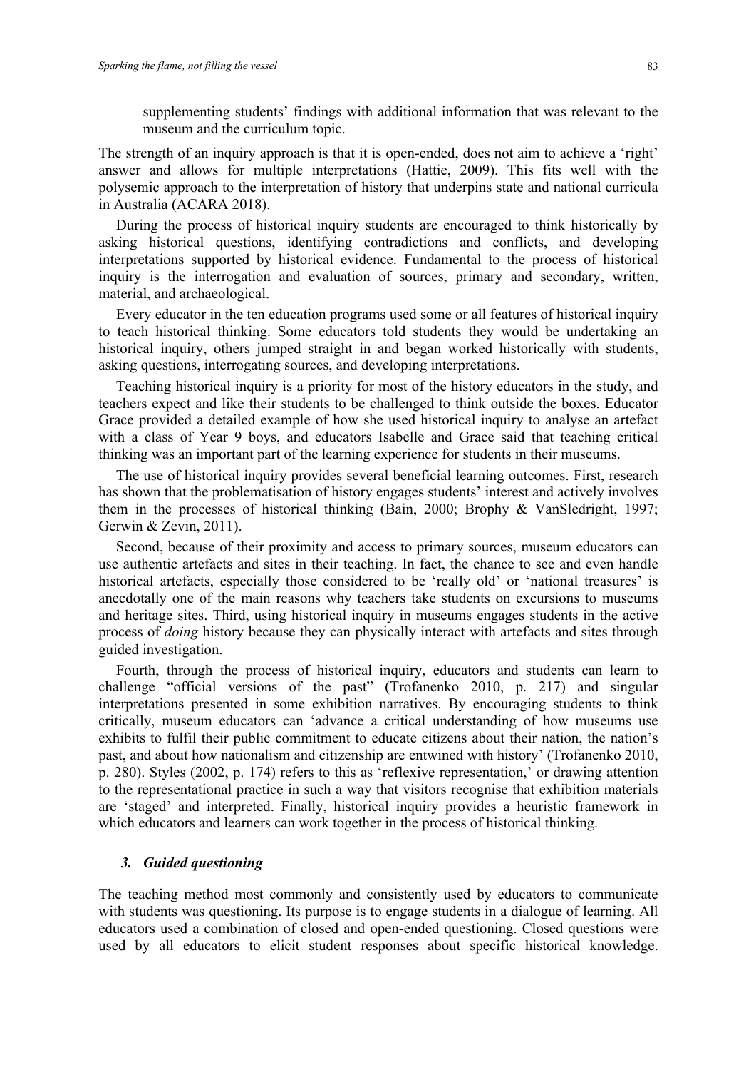supplementing students' findings with additional information that was relevant to the museum and the curriculum topic.

The strength of an inquiry approach is that it is open-ended, does not aim to achieve a 'right' answer and allows for multiple interpretations (Hattie, 2009). This fits well with the polysemic approach to the interpretation of history that underpins state and national curricula in Australia (ACARA 2018).

During the process of historical inquiry students are encouraged to think historically by asking historical questions, identifying contradictions and conflicts, and developing interpretations supported by historical evidence. Fundamental to the process of historical inquiry is the interrogation and evaluation of sources, primary and secondary, written, material, and archaeological.

Every educator in the ten education programs used some or all features of historical inquiry to teach historical thinking. Some educators told students they would be undertaking an historical inquiry, others jumped straight in and began worked historically with students, asking questions, interrogating sources, and developing interpretations.

Teaching historical inquiry is a priority for most of the history educators in the study, and teachers expect and like their students to be challenged to think outside the boxes. Educator Grace provided a detailed example of how she used historical inquiry to analyse an artefact with a class of Year 9 boys, and educators Isabelle and Grace said that teaching critical thinking was an important part of the learning experience for students in their museums.

The use of historical inquiry provides several beneficial learning outcomes. First, research has shown that the problematisation of history engages students' interest and actively involves them in the processes of historical thinking (Bain, 2000; Brophy & VanSledright, 1997; Gerwin & Zevin, 2011).

Second, because of their proximity and access to primary sources, museum educators can use authentic artefacts and sites in their teaching. In fact, the chance to see and even handle historical artefacts, especially those considered to be 'really old' or 'national treasures' is anecdotally one of the main reasons why teachers take students on excursions to museums and heritage sites. Third, using historical inquiry in museums engages students in the active process of *doing* history because they can physically interact with artefacts and sites through guided investigation.

Fourth, through the process of historical inquiry, educators and students can learn to challenge "official versions of the past" (Trofanenko 2010, p. 217) and singular interpretations presented in some exhibition narratives. By encouraging students to think critically, museum educators can 'advance a critical understanding of how museums use exhibits to fulfil their public commitment to educate citizens about their nation, the nation's past, and about how nationalism and citizenship are entwined with history' (Trofanenko 2010, p. 280). Styles (2002, p. 174) refers to this as 'reflexive representation,' or drawing attention to the representational practice in such a way that visitors recognise that exhibition materials are 'staged' and interpreted. Finally, historical inquiry provides a heuristic framework in which educators and learners can work together in the process of historical thinking.

### *3. Guided questioning*

The teaching method most commonly and consistently used by educators to communicate with students was questioning. Its purpose is to engage students in a dialogue of learning. All educators used a combination of closed and open-ended questioning. Closed questions were used by all educators to elicit student responses about specific historical knowledge.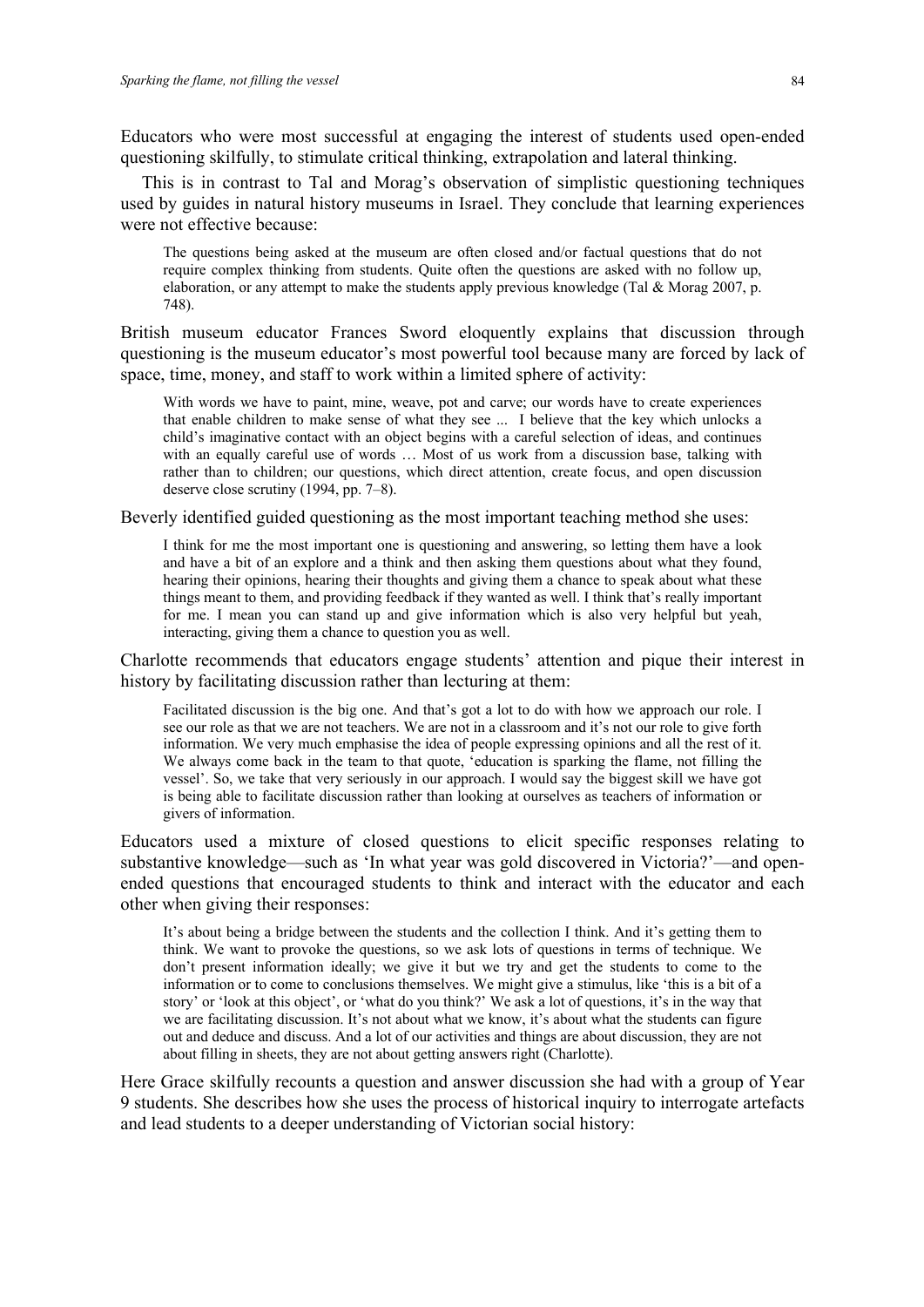Educators who were most successful at engaging the interest of students used open-ended questioning skilfully, to stimulate critical thinking, extrapolation and lateral thinking.

This is in contrast to Tal and Morag's observation of simplistic questioning techniques used by guides in natural history museums in Israel. They conclude that learning experiences were not effective because:

> The questions being asked at the museum are often closed and/or factual questions that do not require complex thinking from students. Quite often the questions are asked with no follow up, elaboration, or any attempt to make the students apply previous knowledge (Tal & Morag 2007, p. 748).

British museum educator Frances Sword eloquently explains that discussion through questioning is the museum educator's most powerful tool because many are forced by lack of space, time, money, and staff to work within a limited sphere of activity:

> With words we have to paint, mine, weave, pot and carve; our words have to create experiences that enable children to make sense of what they see ... I believe that the key which unlocks a child's imaginative contact with an object begins with a careful selection of ideas, and continues with an equally careful use of words … Most of us work from a discussion base, talking with rather than to children; our questions, which direct attention, create focus, and open discussion deserve close scrutiny (1994, pp. 7–8).

Beverly identified guided questioning as the most important teaching method she uses:

> I think for me the most important one is questioning and answering, so letting them have a look and have a bit of an explore and a think and then asking them questions about what they found, hearing their opinions, hearing their thoughts and giving them a chance to speak about what these things meant to them, and providing feedback if they wanted as well. I think that's really important for me. I mean you can stand up and give information which is also very helpful but yeah, interacting, giving them a chance to question you as well.

Charlotte recommends that educators engage students' attention and pique their interest in history by facilitating discussion rather than lecturing at them:

> Facilitated discussion is the big one. And that's got a lot to do with how we approach our role. I see our role as that we are not teachers. We are not in a classroom and it's not our role to give forth information. We very much emphasise the idea of people expressing opinions and all the rest of it. We always come back in the team to that quote, 'education is sparking the flame, not filling the vessel'. So, we take that very seriously in our approach. I would say the biggest skill we have got is being able to facilitate discussion rather than looking at ourselves as teachers of information or givers of information.

Educators used a mixture of closed questions to elicit specific responses relating to substantive knowledge—such as 'In what year was gold discovered in Victoria?'—and open-ended questions that encouraged students to think and interact with the educator and each other when giving their responses:

> It's about being a bridge between the students and the collection I think. And it's getting them to think. We want to provoke the questions, so we ask lots of questions in terms of technique. We don't present information ideally; we give it but we try and get the students to come to the information or to come to conclusions themselves. We might give a stimulus, like 'this is a bit of a story' or 'look at this object', or 'what do you think?' We ask a lot of questions, it's in the way that we are facilitating discussion. It's not about what we know, it's about what the students can figure out and deduce and discuss. And a lot of our activities and things are about discussion, they are not about filling in sheets, they are not about getting answers right (Charlotte).

Here Grace skilfully recounts a question and answer discussion she had with a group of Year 9 students. She describes how she uses the process of historical inquiry to interrogate artefacts and lead students to a deeper understanding of Victorian social history: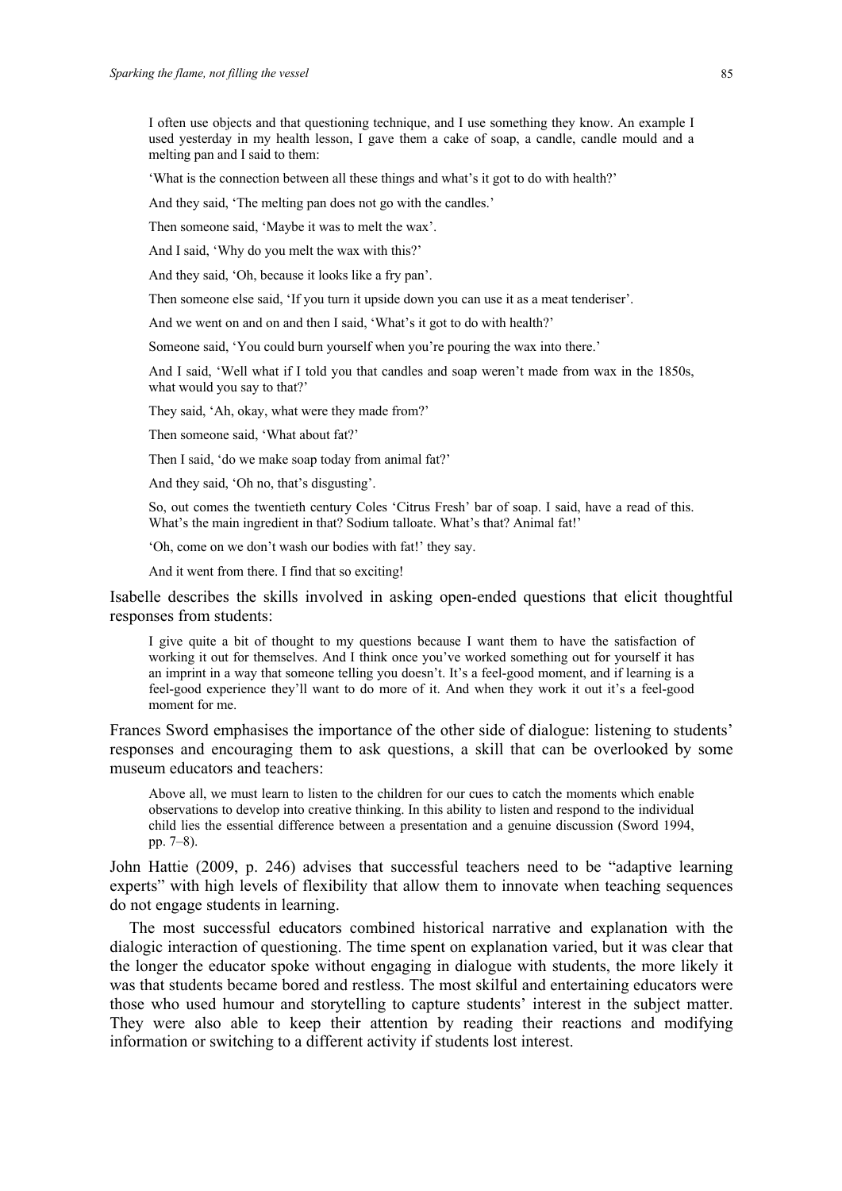> I often use objects and that questioning technique, and I use something they know. An example I used yesterday in my health lesson, I gave them a cake of soap, a candle, candle mould and a melting pan and I said to them:
>
> 'What is the connection between all these things and what's it got to do with health?'
>
> And they said, 'The melting pan does not go with the candles.'
>
> Then someone said, 'Maybe it was to melt the wax'.
>
> And I said, 'Why do you melt the wax with this?'
>
> And they said, 'Oh, because it looks like a fry pan'.
>
> Then someone else said, 'If you turn it upside down you can use it as a meat tenderiser'.
>
> And we went on and on and then I said, 'What's it got to do with health?'
>
> Someone said, 'You could burn yourself when you're pouring the wax into there.'
>
> And I said, 'Well what if I told you that candles and soap weren't made from wax in the 1850s, what would you say to that?'
>
> They said, 'Ah, okay, what were they made from?'
>
> Then someone said, 'What about fat?'
>
> Then I said, 'do we make soap today from animal fat?'
>
> And they said, 'Oh no, that's disgusting'.
>
> So, out comes the twentieth century Coles 'Citrus Fresh' bar of soap. I said, have a read of this. What's the main ingredient in that? Sodium talloate. What's that? Animal fat!'
>
> 'Oh, come on we don't wash our bodies with fat!' they say.
>
> And it went from there. I find that so exciting!

Isabelle describes the skills involved in asking open-ended questions that elicit thoughtful responses from students:

> I give quite a bit of thought to my questions because I want them to have the satisfaction of working it out for themselves. And I think once you've worked something out for yourself it has an imprint in a way that someone telling you doesn't. It's a feel-good moment, and if learning is a feel-good experience they'll want to do more of it. And when they work it out it's a feel-good moment for me.

Frances Sword emphasises the importance of the other side of dialogue: listening to students' responses and encouraging them to ask questions, a skill that can be overlooked by some museum educators and teachers:

> Above all, we must learn to listen to the children for our cues to catch the moments which enable observations to develop into creative thinking. In this ability to listen and respond to the individual child lies the essential difference between a presentation and a genuine discussion (Sword 1994, pp. 7–8).

John Hattie (2009, p. 246) advises that successful teachers need to be "adaptive learning experts" with high levels of flexibility that allow them to innovate when teaching sequences do not engage students in learning.

The most successful educators combined historical narrative and explanation with the dialogic interaction of questioning. The time spent on explanation varied, but it was clear that the longer the educator spoke without engaging in dialogue with students, the more likely it was that students became bored and restless. The most skilful and entertaining educators were those who used humour and storytelling to capture students' interest in the subject matter. They were also able to keep their attention by reading their reactions and modifying information or switching to a different activity if students lost interest.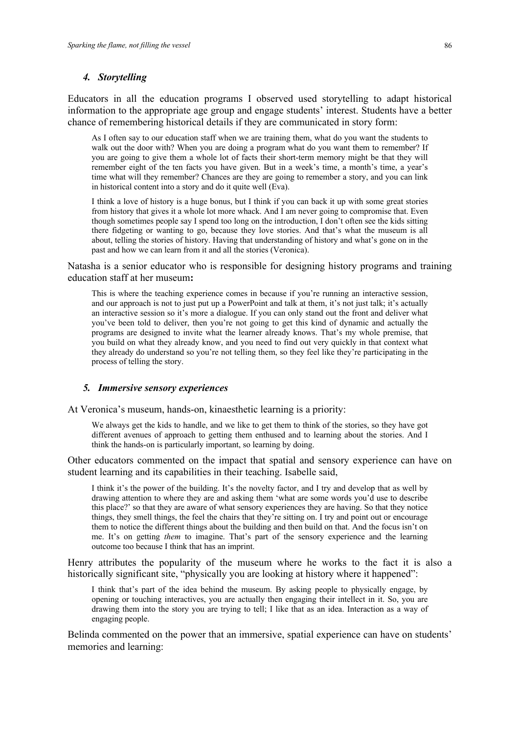### *4. Storytelling*

Educators in all the education programs I observed used storytelling to adapt historical information to the appropriate age group and engage students' interest. Students have a better chance of remembering historical details if they are communicated in story form:

> As I often say to our education staff when we are training them, what do you want the students to walk out the door with? When you are doing a program what do you want them to remember? If you are going to give them a whole lot of facts their short-term memory might be that they will remember eight of the ten facts you have given. But in a week's time, a month's time, a year's time what will they remember? Chances are they are going to remember a story, and you can link in historical content into a story and do it quite well (Eva).

> I think a love of history is a huge bonus, but I think if you can back it up with some great stories from history that gives it a whole lot more whack. And I am never going to compromise that. Even though sometimes people say I spend too long on the introduction, I don't often see the kids sitting there fidgeting or wanting to go, because they love stories. And that's what the museum is all about, telling the stories of history. Having that understanding of history and what's gone on in the past and how we can learn from it and all the stories (Veronica).

Natasha is a senior educator who is responsible for designing history programs and training education staff at her museum**:**

> This is where the teaching experience comes in because if you're running an interactive session, and our approach is not to just put up a PowerPoint and talk at them, it's not just talk; it's actually an interactive session so it's more a dialogue. If you can only stand out the front and deliver what you've been told to deliver, then you're not going to get this kind of dynamic and actually the programs are designed to invite what the learner already knows. That's my whole premise, that you build on what they already know, and you need to find out very quickly in that context what they already do understand so you're not telling them, so they feel like they're participating in the process of telling the story.

### *5. Immersive sensory experiences*

At Veronica's museum, hands-on, kinaesthetic learning is a priority:

> We always get the kids to handle, and we like to get them to think of the stories, so they have got different avenues of approach to getting them enthused and to learning about the stories. And I think the hands-on is particularly important, so learning by doing.

Other educators commented on the impact that spatial and sensory experience can have on student learning and its capabilities in their teaching. Isabelle said,

> I think it's the power of the building. It's the novelty factor, and I try and develop that as well by drawing attention to where they are and asking them 'what are some words you'd use to describe this place?' so that they are aware of what sensory experiences they are having. So that they notice things, they smell things, the feel the chairs that they're sitting on. I try and point out or encourage them to notice the different things about the building and then build on that. And the focus isn't on me. It's on getting *them* to imagine. That's part of the sensory experience and the learning outcome too because I think that has an imprint.

Henry attributes the popularity of the museum where he works to the fact it is also a historically significant site, "physically you are looking at history where it happened":

> I think that's part of the idea behind the museum. By asking people to physically engage, by opening or touching interactives, you are actually then engaging their intellect in it. So, you are drawing them into the story you are trying to tell; I like that as an idea. Interaction as a way of engaging people.

Belinda commented on the power that an immersive, spatial experience can have on students' memories and learning: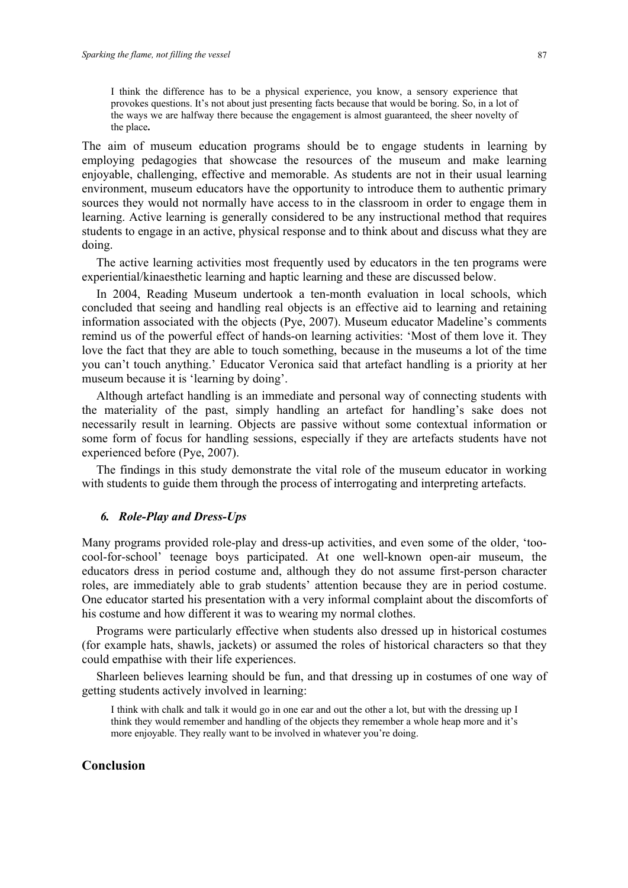> I think the difference has to be a physical experience, you know, a sensory experience that provokes questions. It's not about just presenting facts because that would be boring. So, in a lot of the ways we are halfway there because the engagement is almost guaranteed, the sheer novelty of the place**.**

The aim of museum education programs should be to engage students in learning by employing pedagogies that showcase the resources of the museum and make learning enjoyable, challenging, effective and memorable. As students are not in their usual learning environment, museum educators have the opportunity to introduce them to authentic primary sources they would not normally have access to in the classroom in order to engage them in learning. Active learning is generally considered to be any instructional method that requires students to engage in an active, physical response and to think about and discuss what they are doing.

The active learning activities most frequently used by educators in the ten programs were experiential/kinaesthetic learning and haptic learning and these are discussed below.

In 2004, Reading Museum undertook a ten-month evaluation in local schools, which concluded that seeing and handling real objects is an effective aid to learning and retaining information associated with the objects (Pye, 2007). Museum educator Madeline's comments remind us of the powerful effect of hands-on learning activities: 'Most of them love it. They love the fact that they are able to touch something, because in the museums a lot of the time you can't touch anything.' Educator Veronica said that artefact handling is a priority at her museum because it is 'learning by doing'.

Although artefact handling is an immediate and personal way of connecting students with the materiality of the past, simply handling an artefact for handling's sake does not necessarily result in learning. Objects are passive without some contextual information or some form of focus for handling sessions, especially if they are artefacts students have not experienced before (Pye, 2007).

The findings in this study demonstrate the vital role of the museum educator in working with students to guide them through the process of interrogating and interpreting artefacts.

### *6. Role-Play and Dress-Ups*

Many programs provided role-play and dress-up activities, and even some of the older, 'too-cool-for-school' teenage boys participated. At one well-known open-air museum, the educators dress in period costume and, although they do not assume first-person character roles, are immediately able to grab students' attention because they are in period costume. One educator started his presentation with a very informal complaint about the discomforts of his costume and how different it was to wearing my normal clothes.

Programs were particularly effective when students also dressed up in historical costumes (for example hats, shawls, jackets) or assumed the roles of historical characters so that they could empathise with their life experiences.

Sharleen believes learning should be fun, and that dressing up in costumes of one way of getting students actively involved in learning:

> I think with chalk and talk it would go in one ear and out the other a lot, but with the dressing up I think they would remember and handling of the objects they remember a whole heap more and it's more enjoyable. They really want to be involved in whatever you're doing.

## Conclusion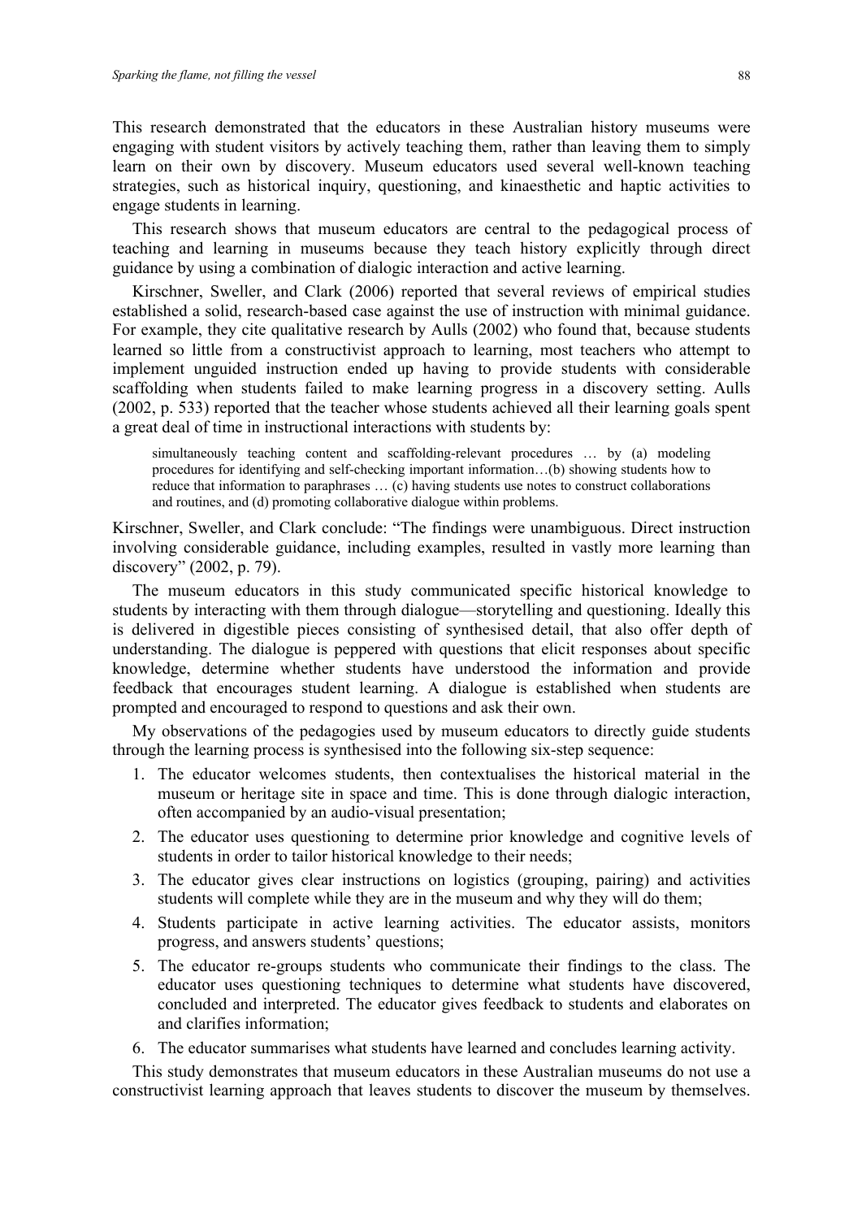This research demonstrated that the educators in these Australian history museums were engaging with student visitors by actively teaching them, rather than leaving them to simply learn on their own by discovery. Museum educators used several well-known teaching strategies, such as historical inquiry, questioning, and kinaesthetic and haptic activities to engage students in learning.

This research shows that museum educators are central to the pedagogical process of teaching and learning in museums because they teach history explicitly through direct guidance by using a combination of dialogic interaction and active learning.

Kirschner, Sweller, and Clark (2006) reported that several reviews of empirical studies established a solid, research-based case against the use of instruction with minimal guidance. For example, they cite qualitative research by Aulls (2002) who found that, because students learned so little from a constructivist approach to learning, most teachers who attempt to implement unguided instruction ended up having to provide students with considerable scaffolding when students failed to make learning progress in a discovery setting. Aulls (2002, p. 533) reported that the teacher whose students achieved all their learning goals spent a great deal of time in instructional interactions with students by:

> simultaneously teaching content and scaffolding-relevant procedures … by (a) modeling procedures for identifying and self-checking important information…(b) showing students how to reduce that information to paraphrases … (c) having students use notes to construct collaborations and routines, and (d) promoting collaborative dialogue within problems.

Kirschner, Sweller, and Clark conclude: "The findings were unambiguous. Direct instruction involving considerable guidance, including examples, resulted in vastly more learning than discovery" (2002, p. 79).

The museum educators in this study communicated specific historical knowledge to students by interacting with them through dialogue—storytelling and questioning. Ideally this is delivered in digestible pieces consisting of synthesised detail, that also offer depth of understanding. The dialogue is peppered with questions that elicit responses about specific knowledge, determine whether students have understood the information and provide feedback that encourages student learning. A dialogue is established when students are prompted and encouraged to respond to questions and ask their own.

My observations of the pedagogies used by museum educators to directly guide students through the learning process is synthesised into the following six-step sequence:

1. The educator welcomes students, then contextualises the historical material in the museum or heritage site in space and time. This is done through dialogic interaction, often accompanied by an audio-visual presentation;
2. The educator uses questioning to determine prior knowledge and cognitive levels of students in order to tailor historical knowledge to their needs;
3. The educator gives clear instructions on logistics (grouping, pairing) and activities students will complete while they are in the museum and why they will do them;
4. Students participate in active learning activities. The educator assists, monitors progress, and answers students' questions;
5. The educator re-groups students who communicate their findings to the class. The educator uses questioning techniques to determine what students have discovered, concluded and interpreted. The educator gives feedback to students and elaborates on and clarifies information;
6. The educator summarises what students have learned and concludes learning activity.

This study demonstrates that museum educators in these Australian museums do not use a constructivist learning approach that leaves students to discover the museum by themselves.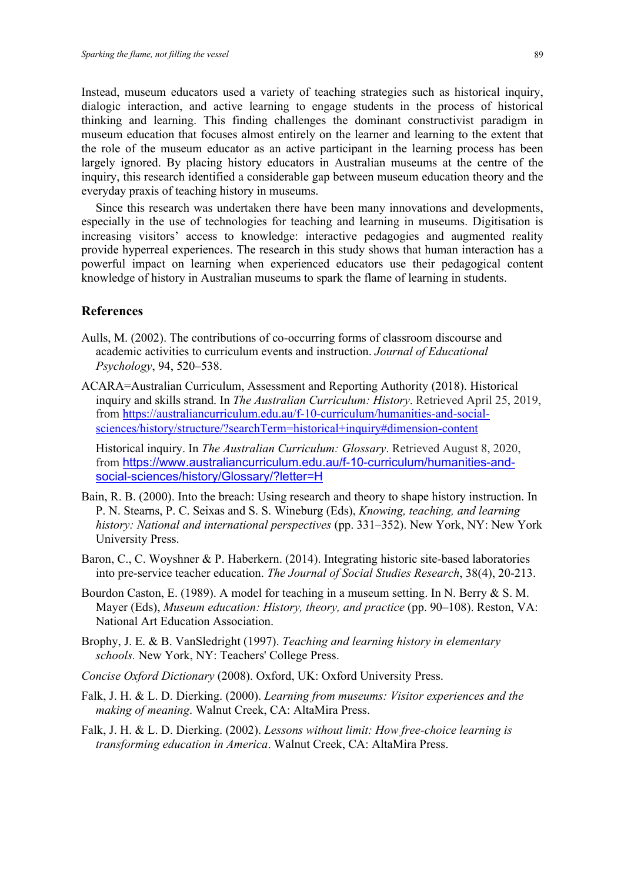Instead, museum educators used a variety of teaching strategies such as historical inquiry, dialogic interaction, and active learning to engage students in the process of historical thinking and learning. This finding challenges the dominant constructivist paradigm in museum education that focuses almost entirely on the learner and learning to the extent that the role of the museum educator as an active participant in the learning process has been largely ignored. By placing history educators in Australian museums at the centre of the inquiry, this research identified a considerable gap between museum education theory and the everyday praxis of teaching history in museums.

Since this research was undertaken there have been many innovations and developments, especially in the use of technologies for teaching and learning in museums. Digitisation is increasing visitors' access to knowledge: interactive pedagogies and augmented reality provide hyperreal experiences. The research in this study shows that human interaction has a powerful impact on learning when experienced educators use their pedagogical content knowledge of history in Australian museums to spark the flame of learning in students.

## References

Aulls, M. (2002). The contributions of co-occurring forms of classroom discourse and academic activities to curriculum events and instruction. *Journal of Educational Psychology*, 94, 520–538.

ACARA=Australian Curriculum, Assessment and Reporting Authority (2018). Historical inquiry and skills strand. In *The Australian Curriculum: History*. Retrieved April 25, 2019, from https://australiancurriculum.edu.au/f-10-curriculum/humanities-and-social-sciences/history/structure/?searchTerm=historical+inquiry#dimension-content

Historical inquiry. In *The Australian Curriculum: Glossary*. Retrieved August 8, 2020, from https://www.australiancurriculum.edu.au/f-10-curriculum/humanities-and-social-sciences/history/Glossary/?letter=H

Bain, R. B. (2000). Into the breach: Using research and theory to shape history instruction. In P. N. Stearns, P. C. Seixas and S. S. Wineburg (Eds), *Knowing, teaching, and learning history: National and international perspectives* (pp. 331–352). New York, NY: New York University Press.

Baron, C., C. Woyshner & P. Haberkern. (2014). Integrating historic site-based laboratories into pre-service teacher education. *The Journal of Social Studies Research*, 38(4), 20-213.

Bourdon Caston, E. (1989). A model for teaching in a museum setting. In N. Berry & S. M. Mayer (Eds), *Museum education: History, theory, and practice* (pp. 90–108). Reston, VA: National Art Education Association.

Brophy, J. E. & B. VanSledright (1997). *Teaching and learning history in elementary schools.* New York, NY: Teachers' College Press.

*Concise Oxford Dictionary* (2008). Oxford, UK: Oxford University Press.

Falk, J. H. & L. D. Dierking. (2000). *Learning from museums: Visitor experiences and the making of meaning*. Walnut Creek, CA: AltaMira Press.

Falk, J. H. & L. D. Dierking. (2002). *Lessons without limit: How free-choice learning is transforming education in America*. Walnut Creek, CA: AltaMira Press.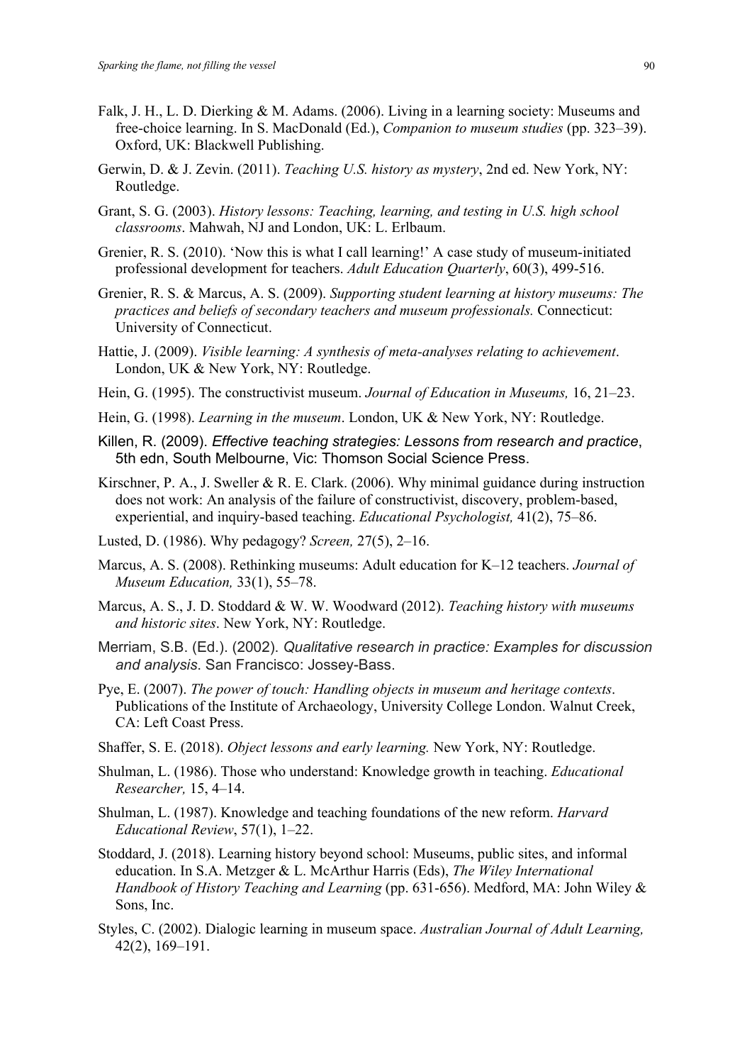Falk, J. H., L. D. Dierking & M. Adams. (2006). Living in a learning society: Museums and free-choice learning. In S. MacDonald (Ed.), *Companion to museum studies* (pp. 323–39). Oxford, UK: Blackwell Publishing.

Gerwin, D. & J. Zevin. (2011). *Teaching U.S. history as mystery*, 2nd ed. New York, NY: Routledge.

Grant, S. G. (2003). *History lessons: Teaching, learning, and testing in U.S. high school classrooms*. Mahwah, NJ and London, UK: L. Erlbaum.

Grenier, R. S. (2010). 'Now this is what I call learning!' A case study of museum-initiated professional development for teachers. *Adult Education Quarterly*, 60(3), 499-516.

Grenier, R. S. & Marcus, A. S. (2009). *Supporting student learning at history museums: The practices and beliefs of secondary teachers and museum professionals.* Connecticut: University of Connecticut.

Hattie, J. (2009). *Visible learning: A synthesis of meta-analyses relating to achievement*. London, UK & New York, NY: Routledge.

Hein, G. (1995). The constructivist museum. *Journal of Education in Museums,* 16, 21–23.

Hein, G. (1998). *Learning in the museum*. London, UK & New York, NY: Routledge.

Killen, R. (2009). *Effective teaching strategies: Lessons from research and practice*, 5th edn, South Melbourne, Vic: Thomson Social Science Press.

Kirschner, P. A., J. Sweller & R. E. Clark. (2006). Why minimal guidance during instruction does not work: An analysis of the failure of constructivist, discovery, problem-based, experiential, and inquiry-based teaching. *Educational Psychologist,* 41(2), 75–86.

Lusted, D. (1986). Why pedagogy? *Screen,* 27(5), 2–16.

Marcus, A. S. (2008). Rethinking museums: Adult education for K–12 teachers. *Journal of Museum Education,* 33(1), 55–78.

Marcus, A. S., J. D. Stoddard & W. W. Woodward (2012). *Teaching history with museums and historic sites*. New York, NY: Routledge.

Merriam, S.B. (Ed.). (2002). *Qualitative research in practice: Examples for discussion and analysis*. San Francisco: Jossey-Bass.

Pye, E. (2007). *The power of touch: Handling objects in museum and heritage contexts*. Publications of the Institute of Archaeology, University College London. Walnut Creek, CA: Left Coast Press.

Shaffer, S. E. (2018). *Object lessons and early learning.* New York, NY: Routledge.

Shulman, L. (1986). Those who understand: Knowledge growth in teaching. *Educational Researcher,* 15, 4–14.

Shulman, L. (1987). Knowledge and teaching foundations of the new reform. *Harvard Educational Review*, 57(1), 1–22.

Stoddard, J. (2018). Learning history beyond school: Museums, public sites, and informal education. In S.A. Metzger & L. McArthur Harris (Eds), *The Wiley International Handbook of History Teaching and Learning* (pp. 631-656). Medford, MA: John Wiley & Sons, Inc.

Styles, C. (2002). Dialogic learning in museum space. *Australian Journal of Adult Learning,* 42(2), 169–191.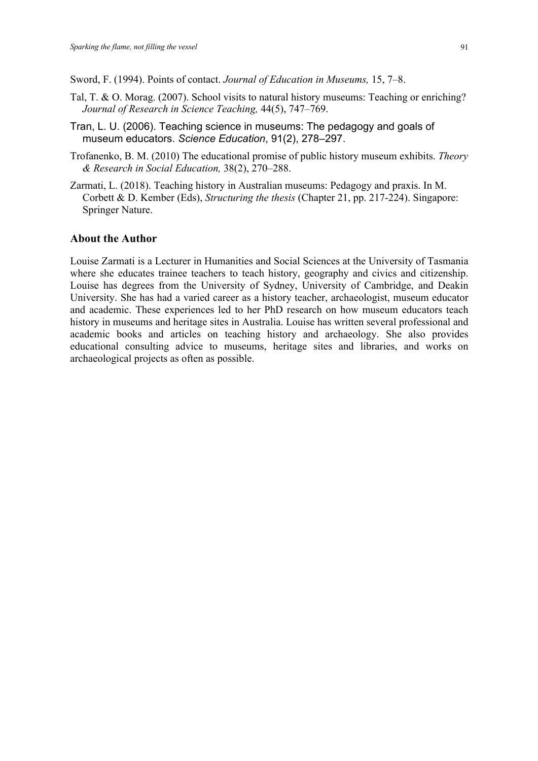Sword, F. (1994). Points of contact. *Journal of Education in Museums,* 15, 7–8.

Tal, T. & O. Morag. (2007). School visits to natural history museums: Teaching or enriching? *Journal of Research in Science Teaching,* 44(5), 747–769.

Tran, L. U. (2006). Teaching science in museums: The pedagogy and goals of museum educators. *Science Education*, 91(2), 278–297.

Trofanenko, B. M. (2010) The educational promise of public history museum exhibits. *Theory & Research in Social Education,* 38(2), 270–288.

Zarmati, L. (2018). Teaching history in Australian museums: Pedagogy and praxis. In M. Corbett & D. Kember (Eds), *Structuring the thesis* (Chapter 21, pp. 217-224). Singapore: Springer Nature.

## About the Author

Louise Zarmati is a Lecturer in Humanities and Social Sciences at the University of Tasmania where she educates trainee teachers to teach history, geography and civics and citizenship. Louise has degrees from the University of Sydney, University of Cambridge, and Deakin University. She has had a varied career as a history teacher, archaeologist, museum educator and academic. These experiences led to her PhD research on how museum educators teach history in museums and heritage sites in Australia. Louise has written several professional and academic books and articles on teaching history and archaeology. She also provides educational consulting advice to museums, heritage sites and libraries, and works on archaeological projects as often as possible.